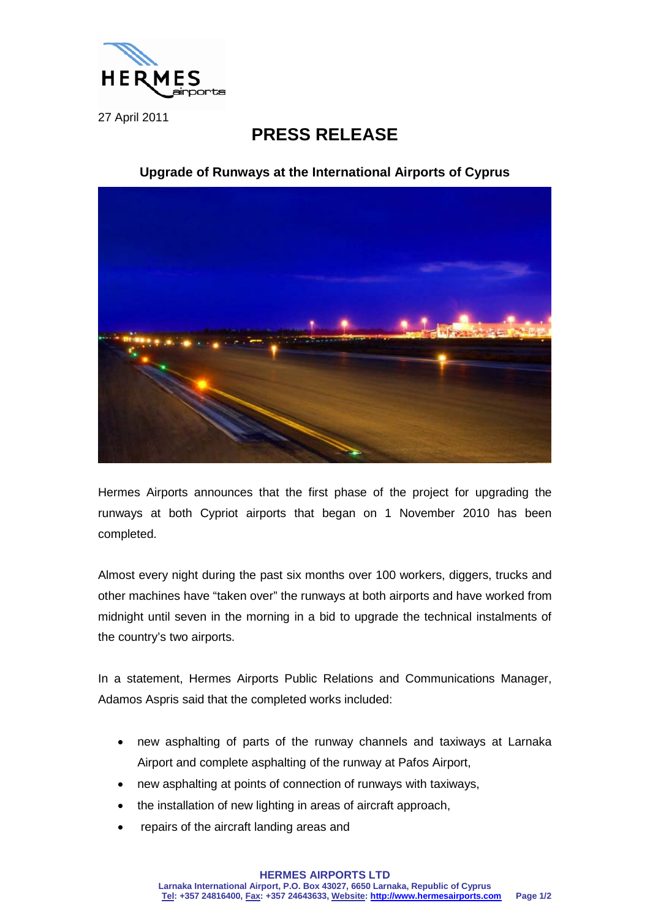27 April 2011

# PRESS RELEASE

## Upgrade of Runways at the International Airports of Cyprus

Hermes Airports announces that the first phase of the project for upgrading the runways at both Cypriot airports that began on 1 November 2010 has been completed.

Almost every night during the past six months over 100 workers, diggers, trucks and other machines have "taken over" the runways at both airports and have worked from midnight until seven in the morning in a bid to upgrade the technical instalments of the country's two airports.

In a statement, Hermes Airports Public Relations and Communications Manager, Adamos Aspris said that the completed works included:

- new asphalting of parts of the runway channels and taxiways at Larnaka Airport and complete asphalting of the runway at Pafos Airport,
- new asphalting at points of connection of runways with taxiways,
- the installation of new lighting in areas of aircraft approach,
- repairs of the aircraft landing areas and

**HERMES AIRPORTS LTD**
**Larnaka International Airport, P.O. Box 43027, 6650 Larnaka, Republic of Cyprus**
**Tel: +357 24816400, Fax: +357 24643633, Website: http://www.hermesairports.com**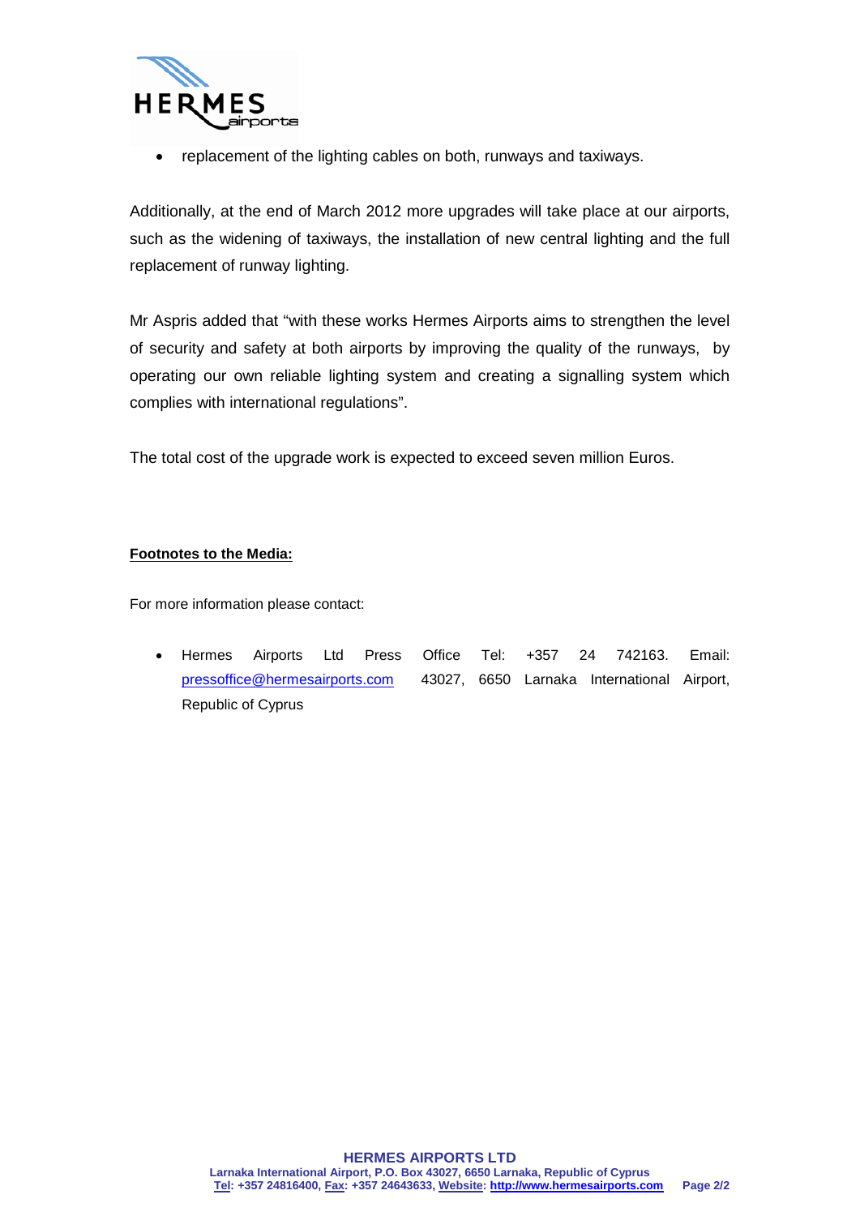- replacement of the lighting cables on both, runways and taxiways.

Additionally, at the end of March 2012 more upgrades will take place at our airports, such as the widening of taxiways, the installation of new central lighting and the full replacement of runway lighting.

Mr Aspris added that "with these works Hermes Airports aims to strengthen the level of security and safety at both airports by improving the quality of the runways, by operating our own reliable lighting system and creating a signalling system which complies with international regulations".

The total cost of the upgrade work is expected to exceed seven million Euros.

**Footnotes to the Media:**

For more information please contact:

- Hermes Airports Ltd Press Office Tel: +357 24 742163. Email: pressoffice@hermesairports.com 43027, 6650 Larnaka International Airport, Republic of Cyprus